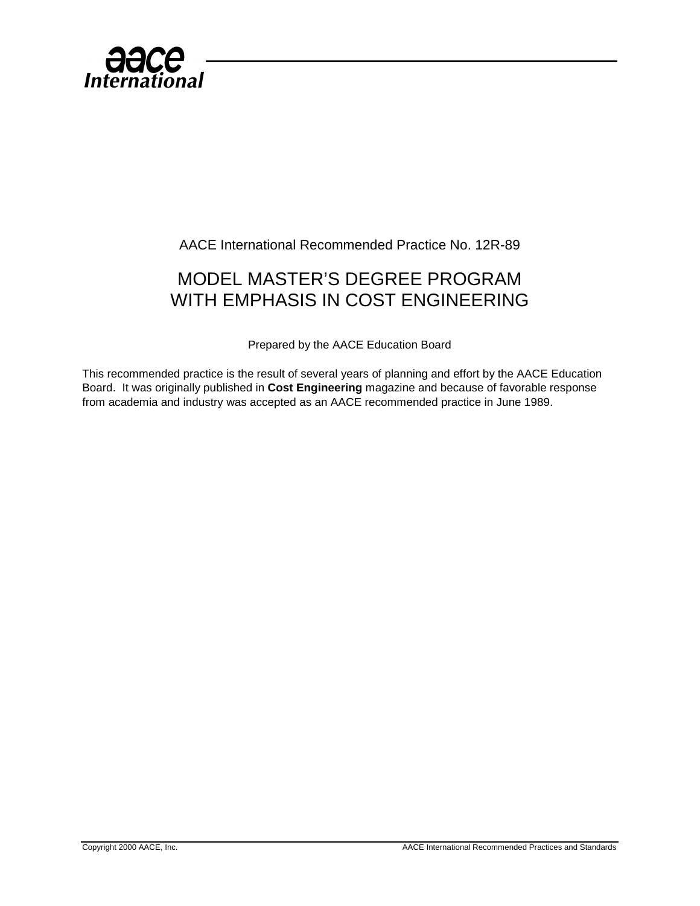AACE International Recommended Practice No. 12R-89

# MODEL MASTER'S DEGREE PROGRAM WITH EMPHASIS IN COST ENGINEERING

Prepared by the AACE Education Board

This recommended practice is the result of several years of planning and effort by the AACE Education Board. It was originally published in **Cost Engineering** magazine and because of favorable response from academia and industry was accepted as an AACE recommended practice in June 1989.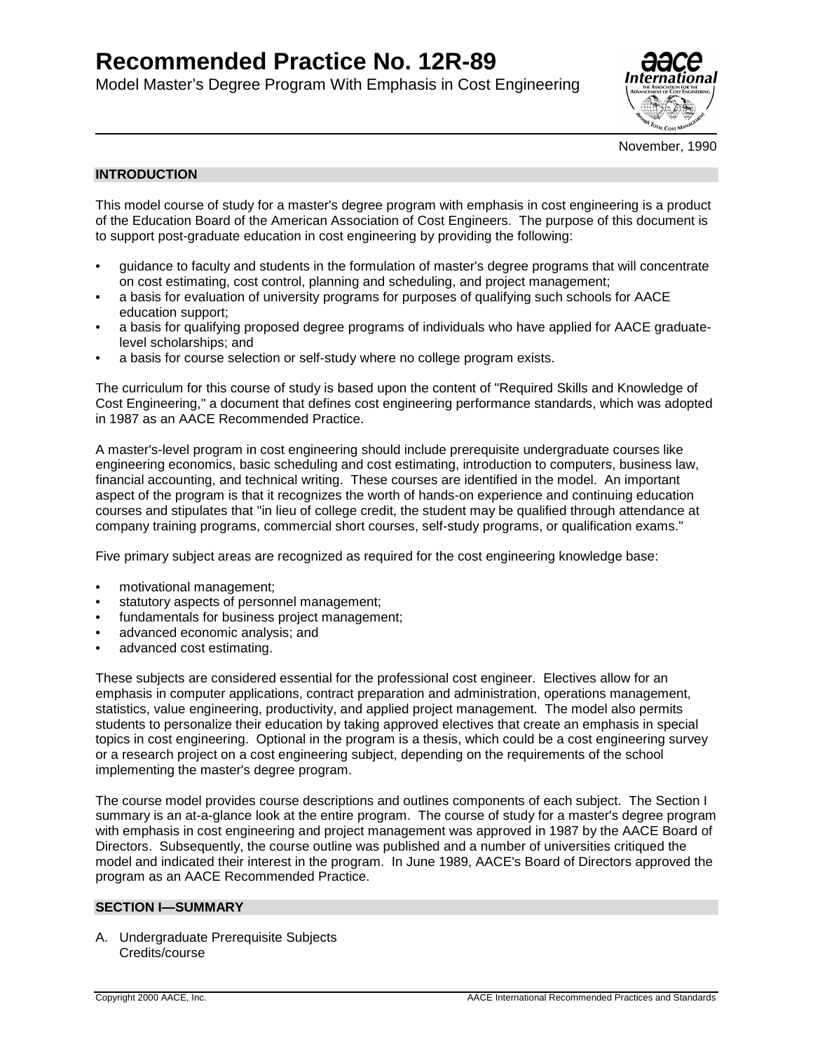# Recommended Practice No. 12R-89

Model Master's Degree Program With Emphasis in Cost Engineering

November, 1990

## INTRODUCTION

This model course of study for a master's degree program with emphasis in cost engineering is a product of the Education Board of the American Association of Cost Engineers. The purpose of this document is to support post-graduate education in cost engineering by providing the following:

- guidance to faculty and students in the formulation of master's degree programs that will concentrate on cost estimating, cost control, planning and scheduling, and project management;
- a basis for evaluation of university programs for purposes of qualifying such schools for AACE education support;
- a basis for qualifying proposed degree programs of individuals who have applied for AACE graduate-level scholarships; and
- a basis for course selection or self-study where no college program exists.

The curriculum for this course of study is based upon the content of "Required Skills and Knowledge of Cost Engineering," a document that defines cost engineering performance standards, which was adopted in 1987 as an AACE Recommended Practice.

A master's-level program in cost engineering should include prerequisite undergraduate courses like engineering economics, basic scheduling and cost estimating, introduction to computers, business law, financial accounting, and technical writing. These courses are identified in the model. An important aspect of the program is that it recognizes the worth of hands-on experience and continuing education courses and stipulates that "in lieu of college credit, the student may be qualified through attendance at company training programs, commercial short courses, self-study programs, or qualification exams."

Five primary subject areas are recognized as required for the cost engineering knowledge base:

- motivational management;
- statutory aspects of personnel management;
- fundamentals for business project management;
- advanced economic analysis; and
- advanced cost estimating.

These subjects are considered essential for the professional cost engineer. Electives allow for an emphasis in computer applications, contract preparation and administration, operations management, statistics, value engineering, productivity, and applied project management. The model also permits students to personalize their education by taking approved electives that create an emphasis in special topics in cost engineering. Optional in the program is a thesis, which could be a cost engineering survey or a research project on a cost engineering subject, depending on the requirements of the school implementing the master's degree program.

The course model provides course descriptions and outlines components of each subject. The Section I summary is an at-a-glance look at the entire program. The course of study for a master's degree program with emphasis in cost engineering and project management was approved in 1987 by the AACE Board of Directors. Subsequently, the course outline was published and a number of universities critiqued the model and indicated their interest in the program. In June 1989, AACE's Board of Directors approved the program as an AACE Recommended Practice.

## SECTION I—SUMMARY

A. Undergraduate Prerequisite Subjects
Credits/course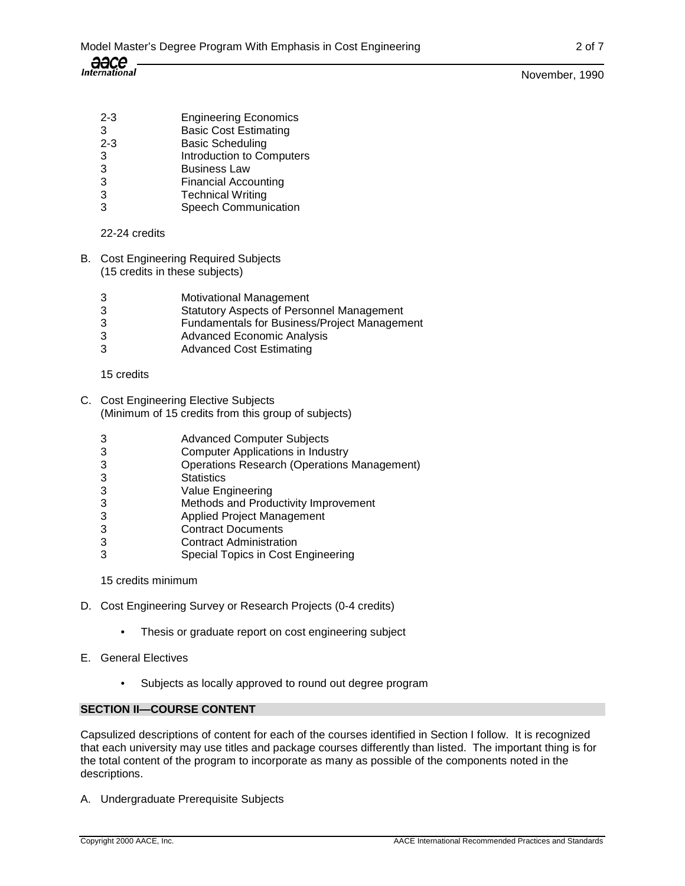| | |
|---|---|
| 2-3 | Engineering Economics |
| 3 | Basic Cost Estimating |
| 2-3 | Basic Scheduling |
| 3 | Introduction to Computers |
| 3 | Business Law |
| 3 | Financial Accounting |
| 3 | Technical Writing |
| 3 | Speech Communication |

22-24 credits

B. Cost Engineering Required Subjects
(15 credits in these subjects)

| | |
|---|---|
| 3 | Motivational Management |
| 3 | Statutory Aspects of Personnel Management |
| 3 | Fundamentals for Business/Project Management |
| 3 | Advanced Economic Analysis |
| 3 | Advanced Cost Estimating |

15 credits

C. Cost Engineering Elective Subjects
(Minimum of 15 credits from this group of subjects)

| | |
|---|---|
| 3 | Advanced Computer Subjects |
| 3 | Computer Applications in Industry |
| 3 | Operations Research (Operations Management) |
| 3 | Statistics |
| 3 | Value Engineering |
| 3 | Methods and Productivity Improvement |
| 3 | Applied Project Management |
| 3 | Contract Documents |
| 3 | Contract Administration |
| 3 | Special Topics in Cost Engineering |

15 credits minimum

D. Cost Engineering Survey or Research Projects (0-4 credits)

- Thesis or graduate report on cost engineering subject

E. General Electives

- Subjects as locally approved to round out degree program

## SECTION II—COURSE CONTENT

Capsulized descriptions of content for each of the courses identified in Section I follow. It is recognized that each university may use titles and package courses differently than listed. The important thing is for the total content of the program to incorporate as many as possible of the components noted in the descriptions.

A. Undergraduate Prerequisite Subjects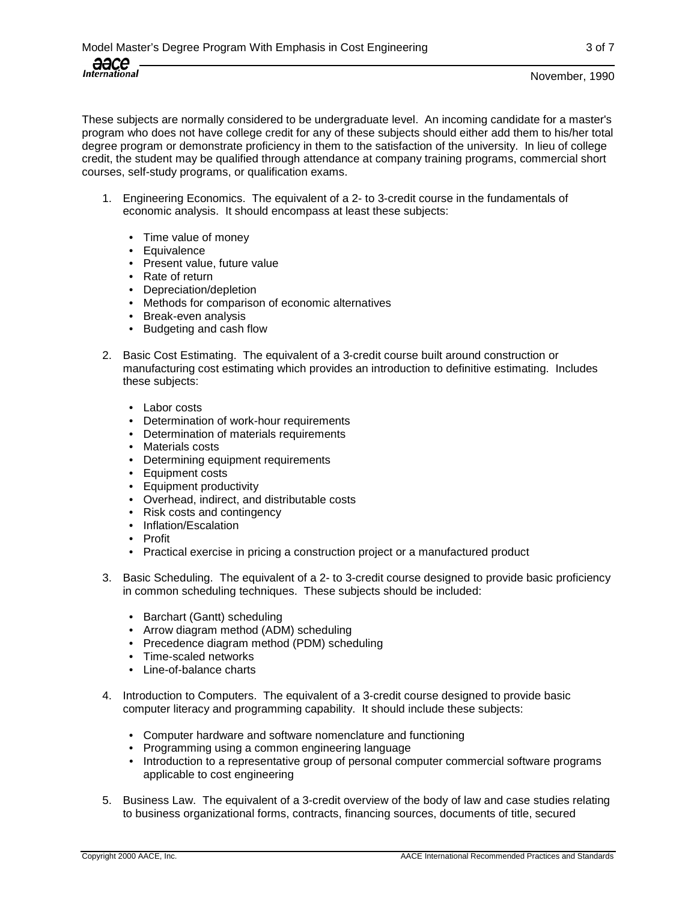These subjects are normally considered to be undergraduate level. An incoming candidate for a master's program who does not have college credit for any of these subjects should either add them to his/her total degree program or demonstrate proficiency in them to the satisfaction of the university. In lieu of college credit, the student may be qualified through attendance at company training programs, commercial short courses, self-study programs, or qualification exams.

1. Engineering Economics. The equivalent of a 2- to 3-credit course in the fundamentals of economic analysis. It should encompass at least these subjects:

   - Time value of money
   - Equivalence
   - Present value, future value
   - Rate of return
   - Depreciation/depletion
   - Methods for comparison of economic alternatives
   - Break-even analysis
   - Budgeting and cash flow

2. Basic Cost Estimating. The equivalent of a 3-credit course built around construction or manufacturing cost estimating which provides an introduction to definitive estimating. Includes these subjects:

   - Labor costs
   - Determination of work-hour requirements
   - Determination of materials requirements
   - Materials costs
   - Determining equipment requirements
   - Equipment costs
   - Equipment productivity
   - Overhead, indirect, and distributable costs
   - Risk costs and contingency
   - Inflation/Escalation
   - Profit
   - Practical exercise in pricing a construction project or a manufactured product

3. Basic Scheduling. The equivalent of a 2- to 3-credit course designed to provide basic proficiency in common scheduling techniques. These subjects should be included:

   - Barchart (Gantt) scheduling
   - Arrow diagram method (ADM) scheduling
   - Precedence diagram method (PDM) scheduling
   - Time-scaled networks
   - Line-of-balance charts

4. Introduction to Computers. The equivalent of a 3-credit course designed to provide basic computer literacy and programming capability. It should include these subjects:

   - Computer hardware and software nomenclature and functioning
   - Programming using a common engineering language
   - Introduction to a representative group of personal computer commercial software programs applicable to cost engineering

5. Business Law. The equivalent of a 3-credit overview of the body of law and case studies relating to business organizational forms, contracts, financing sources, documents of title, secured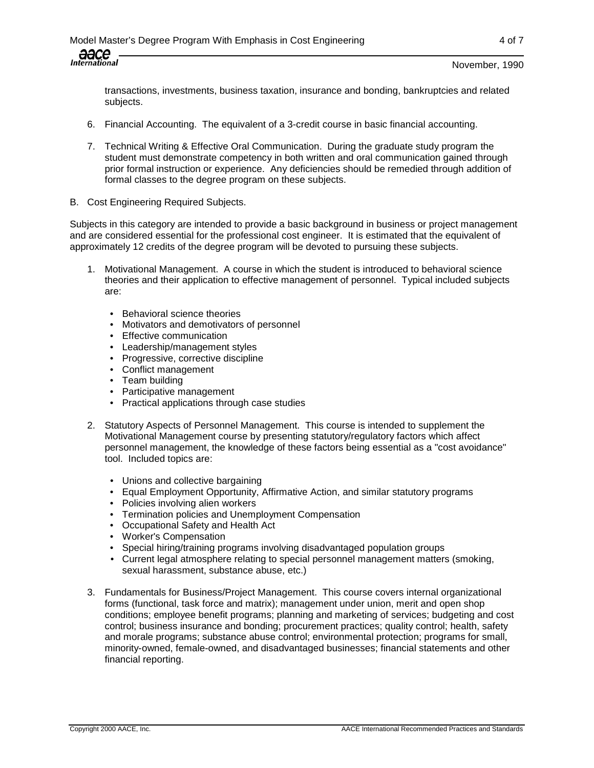transactions, investments, business taxation, insurance and bonding, bankruptcies and related subjects.

6. Financial Accounting. The equivalent of a 3-credit course in basic financial accounting.

7. Technical Writing & Effective Oral Communication. During the graduate study program the student must demonstrate competency in both written and oral communication gained through prior formal instruction or experience. Any deficiencies should be remedied through addition of formal classes to the degree program on these subjects.

B. Cost Engineering Required Subjects.

Subjects in this category are intended to provide a basic background in business or project management and are considered essential for the professional cost engineer. It is estimated that the equivalent of approximately 12 credits of the degree program will be devoted to pursuing these subjects.

1. Motivational Management. A course in which the student is introduced to behavioral science theories and their application to effective management of personnel. Typical included subjects are:

   - Behavioral science theories
   - Motivators and demotivators of personnel
   - Effective communication
   - Leadership/management styles
   - Progressive, corrective discipline
   - Conflict management
   - Team building
   - Participative management
   - Practical applications through case studies

2. Statutory Aspects of Personnel Management. This course is intended to supplement the Motivational Management course by presenting statutory/regulatory factors which affect personnel management, the knowledge of these factors being essential as a "cost avoidance" tool. Included topics are:

   - Unions and collective bargaining
   - Equal Employment Opportunity, Affirmative Action, and similar statutory programs
   - Policies involving alien workers
   - Termination policies and Unemployment Compensation
   - Occupational Safety and Health Act
   - Worker's Compensation
   - Special hiring/training programs involving disadvantaged population groups
   - Current legal atmosphere relating to special personnel management matters (smoking, sexual harassment, substance abuse, etc.)

3. Fundamentals for Business/Project Management. This course covers internal organizational forms (functional, task force and matrix); management under union, merit and open shop conditions; employee benefit programs; planning and marketing of services; budgeting and cost control; business insurance and bonding; procurement practices; quality control; health, safety and morale programs; substance abuse control; environmental protection; programs for small, minority-owned, female-owned, and disadvantaged businesses; financial statements and other financial reporting.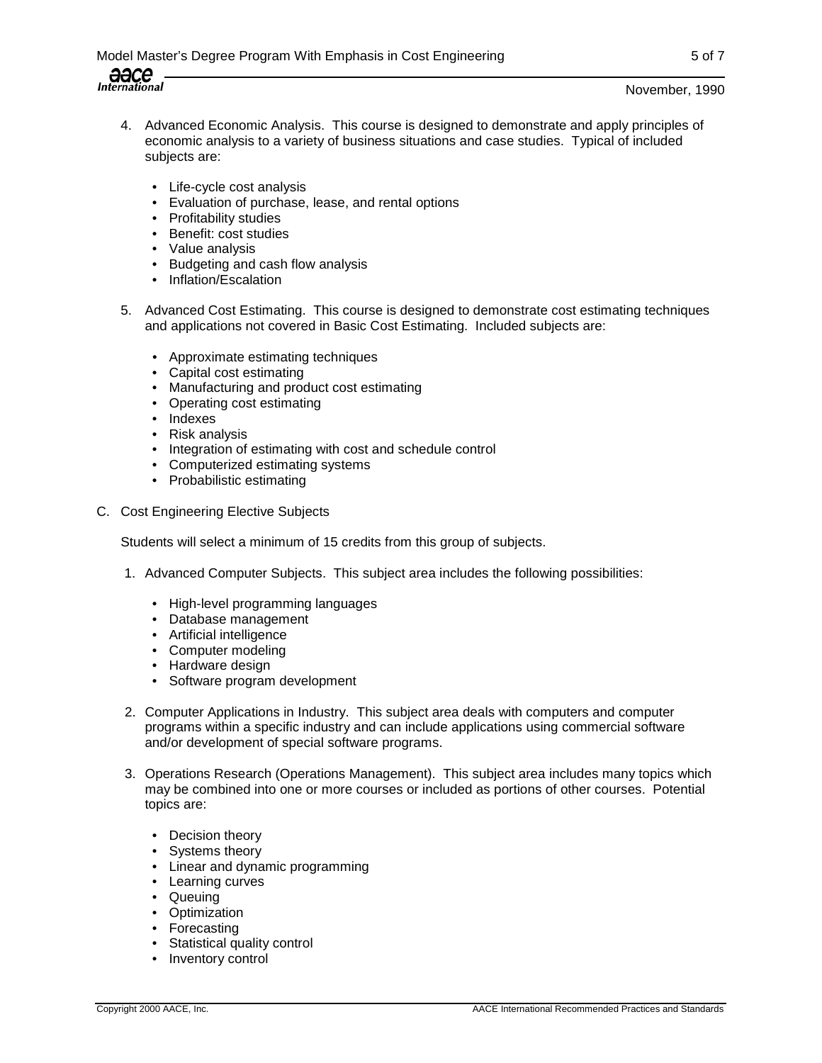4. Advanced Economic Analysis. This course is designed to demonstrate and apply principles of economic analysis to a variety of business situations and case studies. Typical of included subjects are:

   - Life-cycle cost analysis
   - Evaluation of purchase, lease, and rental options
   - Profitability studies
   - Benefit: cost studies
   - Value analysis
   - Budgeting and cash flow analysis
   - Inflation/Escalation

5. Advanced Cost Estimating. This course is designed to demonstrate cost estimating techniques and applications not covered in Basic Cost Estimating. Included subjects are:

   - Approximate estimating techniques
   - Capital cost estimating
   - Manufacturing and product cost estimating
   - Operating cost estimating
   - Indexes
   - Risk analysis
   - Integration of estimating with cost and schedule control
   - Computerized estimating systems
   - Probabilistic estimating

C. Cost Engineering Elective Subjects

Students will select a minimum of 15 credits from this group of subjects.

1. Advanced Computer Subjects. This subject area includes the following possibilities:

   - High-level programming languages
   - Database management
   - Artificial intelligence
   - Computer modeling
   - Hardware design
   - Software program development

2. Computer Applications in Industry. This subject area deals with computers and computer programs within a specific industry and can include applications using commercial software and/or development of special software programs.

3. Operations Research (Operations Management). This subject area includes many topics which may be combined into one or more courses or included as portions of other courses. Potential topics are:

   - Decision theory
   - Systems theory
   - Linear and dynamic programming
   - Learning curves
   - Queuing
   - Optimization
   - Forecasting
   - Statistical quality control
   - Inventory control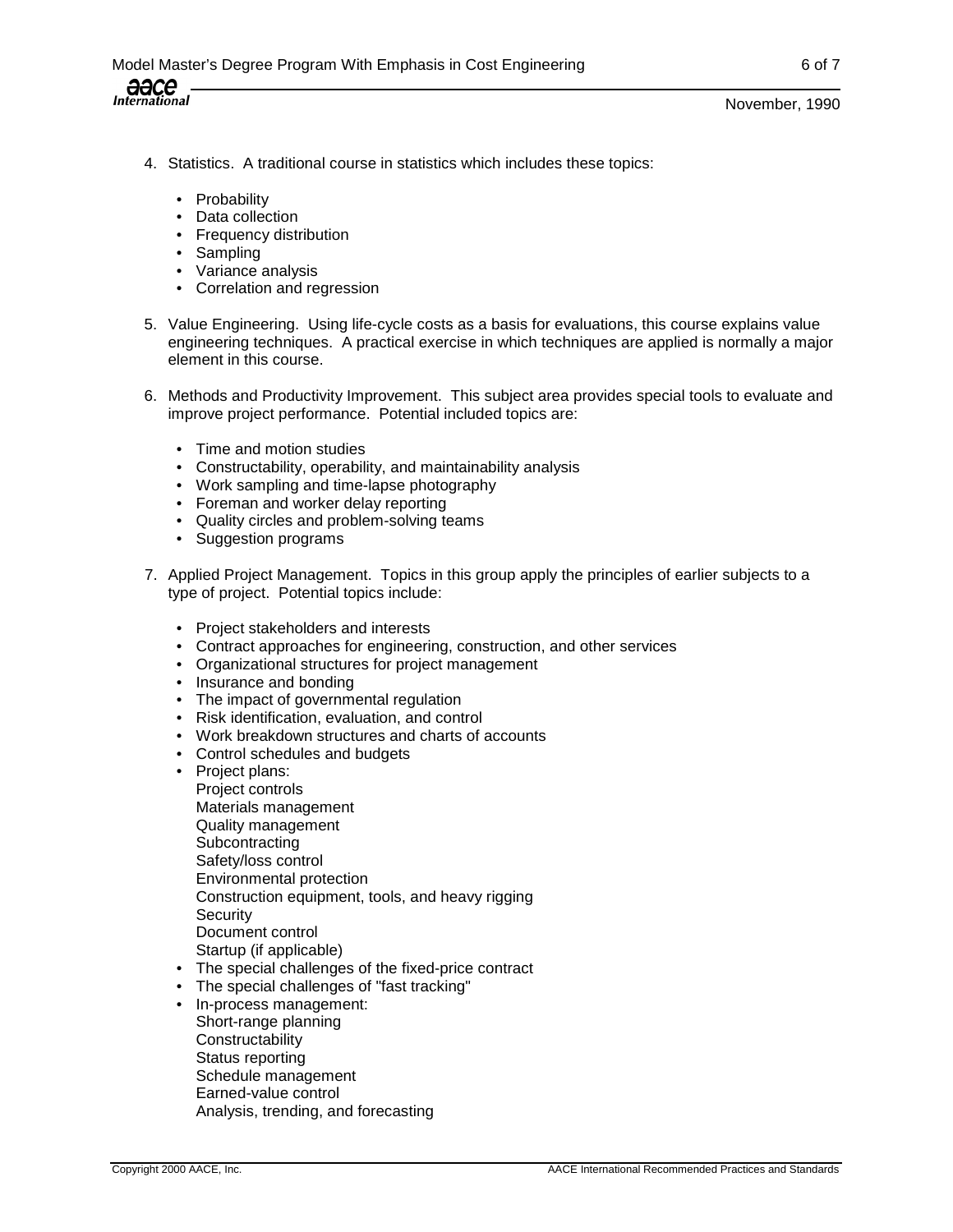4. Statistics. A traditional course in statistics which includes these topics:

   - Probability
   - Data collection
   - Frequency distribution
   - Sampling
   - Variance analysis
   - Correlation and regression

5. Value Engineering. Using life-cycle costs as a basis for evaluations, this course explains value engineering techniques. A practical exercise in which techniques are applied is normally a major element in this course.

6. Methods and Productivity Improvement. This subject area provides special tools to evaluate and improve project performance. Potential included topics are:

   - Time and motion studies
   - Constructability, operability, and maintainability analysis
   - Work sampling and time-lapse photography
   - Foreman and worker delay reporting
   - Quality circles and problem-solving teams
   - Suggestion programs

7. Applied Project Management. Topics in this group apply the principles of earlier subjects to a type of project. Potential topics include:

   - Project stakeholders and interests
   - Contract approaches for engineering, construction, and other services
   - Organizational structures for project management
   - Insurance and bonding
   - The impact of governmental regulation
   - Risk identification, evaluation, and control
   - Work breakdown structures and charts of accounts
   - Control schedules and budgets
   - Project plans:
     Project controls
     Materials management
     Quality management
     Subcontracting
     Safety/loss control
     Environmental protection
     Construction equipment, tools, and heavy rigging
     Security
     Document control
     Startup (if applicable)
   - The special challenges of the fixed-price contract
   - The special challenges of "fast tracking"
   - In-process management:
     Short-range planning
     Constructability
     Status reporting
     Schedule management
     Earned-value control
     Analysis, trending, and forecasting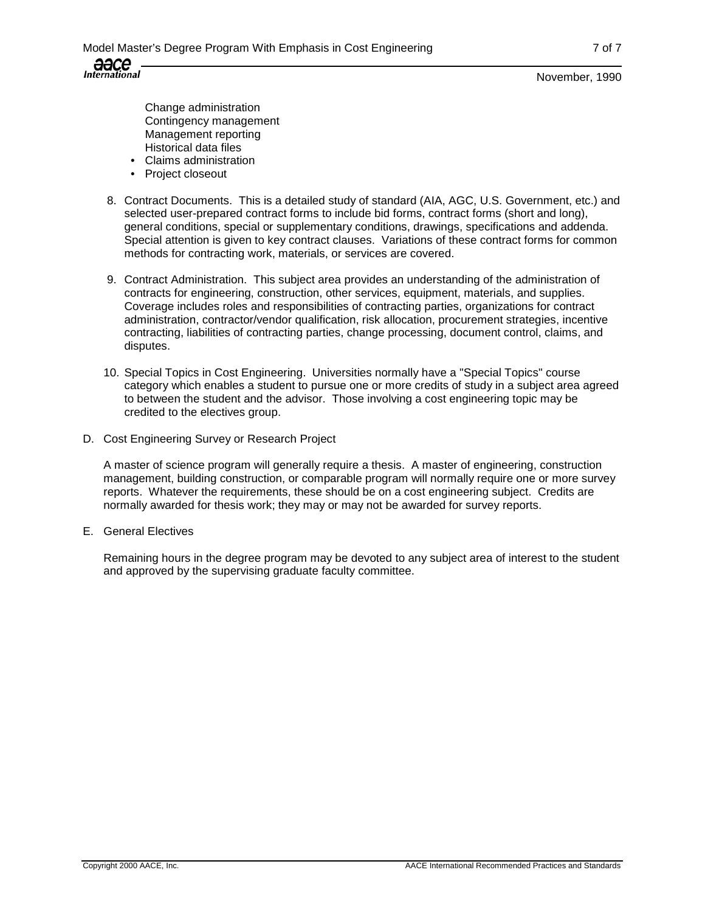Change administration
Contingency management
Management reporting
Historical data files

- Claims administration
- Project closeout

8. Contract Documents. This is a detailed study of standard (AIA, AGC, U.S. Government, etc.) and selected user-prepared contract forms to include bid forms, contract forms (short and long), general conditions, special or supplementary conditions, drawings, specifications and addenda. Special attention is given to key contract clauses. Variations of these contract forms for common methods for contracting work, materials, or services are covered.

9. Contract Administration. This subject area provides an understanding of the administration of contracts for engineering, construction, other services, equipment, materials, and supplies. Coverage includes roles and responsibilities of contracting parties, organizations for contract administration, contractor/vendor qualification, risk allocation, procurement strategies, incentive contracting, liabilities of contracting parties, change processing, document control, claims, and disputes.

10. Special Topics in Cost Engineering. Universities normally have a "Special Topics" course category which enables a student to pursue one or more credits of study in a subject area agreed to between the student and the advisor. Those involving a cost engineering topic may be credited to the electives group.

D. Cost Engineering Survey or Research Project

A master of science program will generally require a thesis. A master of engineering, construction management, building construction, or comparable program will normally require one or more survey reports. Whatever the requirements, these should be on a cost engineering subject. Credits are normally awarded for thesis work; they may or may not be awarded for survey reports.

E. General Electives

Remaining hours in the degree program may be devoted to any subject area of interest to the student and approved by the supervising graduate faculty committee.